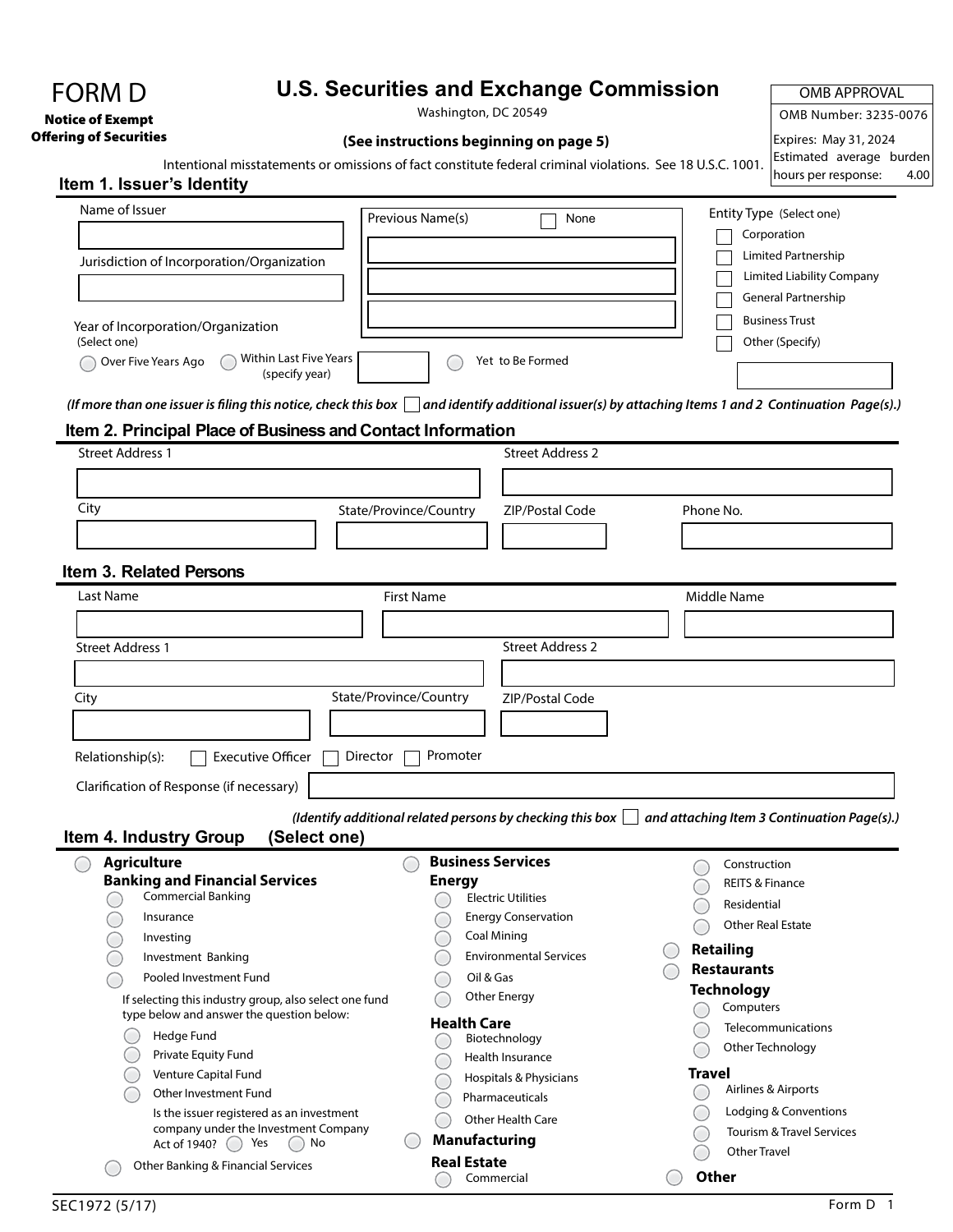# FORM D

**Notice of Exempt Offering of Securities**

## U.S. Securities and Exchange Commission

Washington, DC 20549

**(See instructions beginning on page 5)**

| OMB APPROVAL |
|---|
| OMB Number: 3235-0076 |
| Expires: May 31, 2024 |
| Estimated average burden hours per response: 4.00 |

Intentional misstatements or omissions of fact constitute federal criminal violations. See 18 U.S.C. 1001.

## Item 1. Issuer's Identity

Name of Issuer

Jurisdiction of Incorporation/Organization

Previous Name(s) ☐ None

Entity Type (Select one)

- ☐ Corporation
- ☐ Limited Partnership
- ☐ Limited Liability Company
- ☐ General Partnership
- ☐ Business Trust
- ☐ Other (Specify)

Year of Incorporation/Organization
(Select one)

○ Over Five Years Ago ○ Within Last Five Years (specify year) ○ Yet to Be Formed

*(If more than one issuer is filing this notice, check this box ☐ and identify additional issuer(s) by attaching Items 1 and 2 Continuation Page(s).)*

## Item 2. Principal Place of Business and Contact Information

Street Address 1

Street Address 2

City

State/Province/Country

ZIP/Postal Code

Phone No.

## Item 3. Related Persons

Last Name

First Name

Middle Name

Street Address 1

Street Address 2

City

State/Province/Country

ZIP/Postal Code

Relationship(s): ☐ Executive Officer ☐ Director ☐ Promoter

Clarification of Response (if necessary)

*(Identify additional related persons by checking this box ☐ and attaching Item 3 Continuation Page(s).)*

## Item 4. Industry Group (Select one)

○ **Agriculture**

**Banking and Financial Services**

- ○ Commercial Banking
- ○ Insurance
- ○ Investing
- ○ Investment Banking
- ○ Pooled Investment Fund

If selecting this industry group, also select one fund type below and answer the question below:

- ○ Hedge Fund
- ○ Private Equity Fund
- ○ Venture Capital Fund
- ○ Other Investment Fund

Is the issuer registered as an investment company under the Investment Company Act of 1940? ○ Yes ○ No

- ○ Other Banking & Financial Services

○ **Business Services**

**Energy**

- ○ Electric Utilities
- ○ Energy Conservation
- ○ Coal Mining
- ○ Environmental Services
- ○ Oil & Gas
- ○ Other Energy

**Health Care**

- ○ Biotechnology
- ○ Health Insurance
- ○ Hospitals & Physicians
- ○ Pharmaceuticals
- ○ Other Health Care

○ **Manufacturing**

**Real Estate**

- ○ Commercial
- ○ Construction
- ○ REITS & Finance
- ○ Residential
- ○ Other Real Estate

○ **Retailing**

○ **Restaurants**

**Technology**

- ○ Computers
- ○ Telecommunications
- ○ Other Technology

**Travel**

- ○ Airlines & Airports
- ○ Lodging & Conventions
- ○ Tourism & Travel Services
- ○ Other Travel

○ **Other**

SEC1972 (5/17)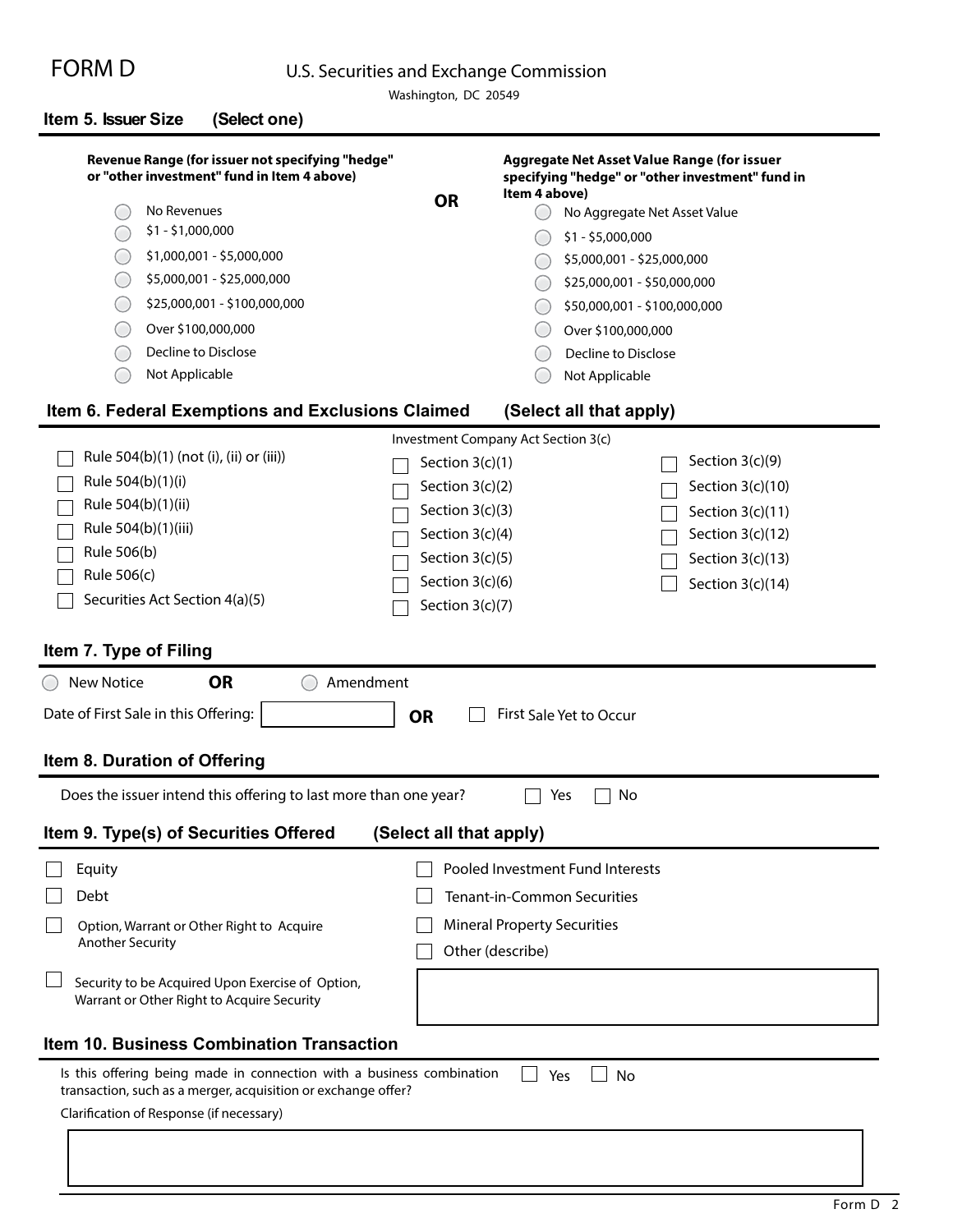# FORM D

U.S. Securities and Exchange Commission

Washington, DC 20549

## Item 5. Issuer Size (Select one)

**Revenue Range (for issuer not specifying "hedge" or "other investment" fund in Item 4 above)**

- ◯ No Revenues
- ◯ $1 - $1,000,000
- ◯ $1,000,001 - $5,000,000
- ◯ $5,000,001 - $25,000,000
- ◯ $25,000,001 - $100,000,000
- ◯ Over $100,000,000
- ◯ Decline to Disclose
- ◯ Not Applicable

**OR**

**Aggregate Net Asset Value Range (for issuer specifying "hedge" or "other investment" fund in Item 4 above)**

- ◯ No Aggregate Net Asset Value
- ◯ $1 - $5,000,000
- ◯ $5,000,001 - $25,000,000
- ◯ $25,000,001 - $50,000,000
- ◯ $50,000,001 - $100,000,000
- ◯ Over $100,000,000
- ◯ Decline to Disclose
- ◯ Not Applicable

## Item 6. Federal Exemptions and Exclusions Claimed (Select all that apply)

- ☐ Rule 504(b)(1) (not (i), (ii) or (iii))
- ☐ Rule 504(b)(1)(i)
- ☐ Rule 504(b)(1)(ii)
- ☐ Rule 504(b)(1)(iii)
- ☐ Rule 506(b)
- ☐ Rule 506(c)
- ☐ Securities Act Section 4(a)(5)

Investment Company Act Section 3(c)

- ☐ Section 3(c)(1)
- ☐ Section 3(c)(2)
- ☐ Section 3(c)(3)
- ☐ Section 3(c)(4)
- ☐ Section 3(c)(5)
- ☐ Section 3(c)(6)
- ☐ Section 3(c)(7)
- ☐ Section 3(c)(9)
- ☐ Section 3(c)(10)
- ☐ Section 3(c)(11)
- ☐ Section 3(c)(12)
- ☐ Section 3(c)(13)
- ☐ Section 3(c)(14)

## Item 7. Type of Filing

◯ New Notice **OR** ◯ Amendment

Date of First Sale in this Offering: ______ **OR** ☐ First Sale Yet to Occur

## Item 8. Duration of Offering

Does the issuer intend this offering to last more than one year? ☐ Yes ☐ No

## Item 9. Type(s) of Securities Offered (Select all that apply)

- ☐ Equity
- ☐ Debt
- ☐ Option, Warrant or Other Right to Acquire Another Security
- ☐ Security to be Acquired Upon Exercise of Option, Warrant or Other Right to Acquire Security
- ☐ Pooled Investment Fund Interests
- ☐ Tenant-in-Common Securities
- ☐ Mineral Property Securities
- ☐ Other (describe)

## Item 10. Business Combination Transaction

Is this offering being made in connection with a business combination transaction, such as a merger, acquisition or exchange offer? ☐ Yes ☐ No

Clarification of Response (if necessary)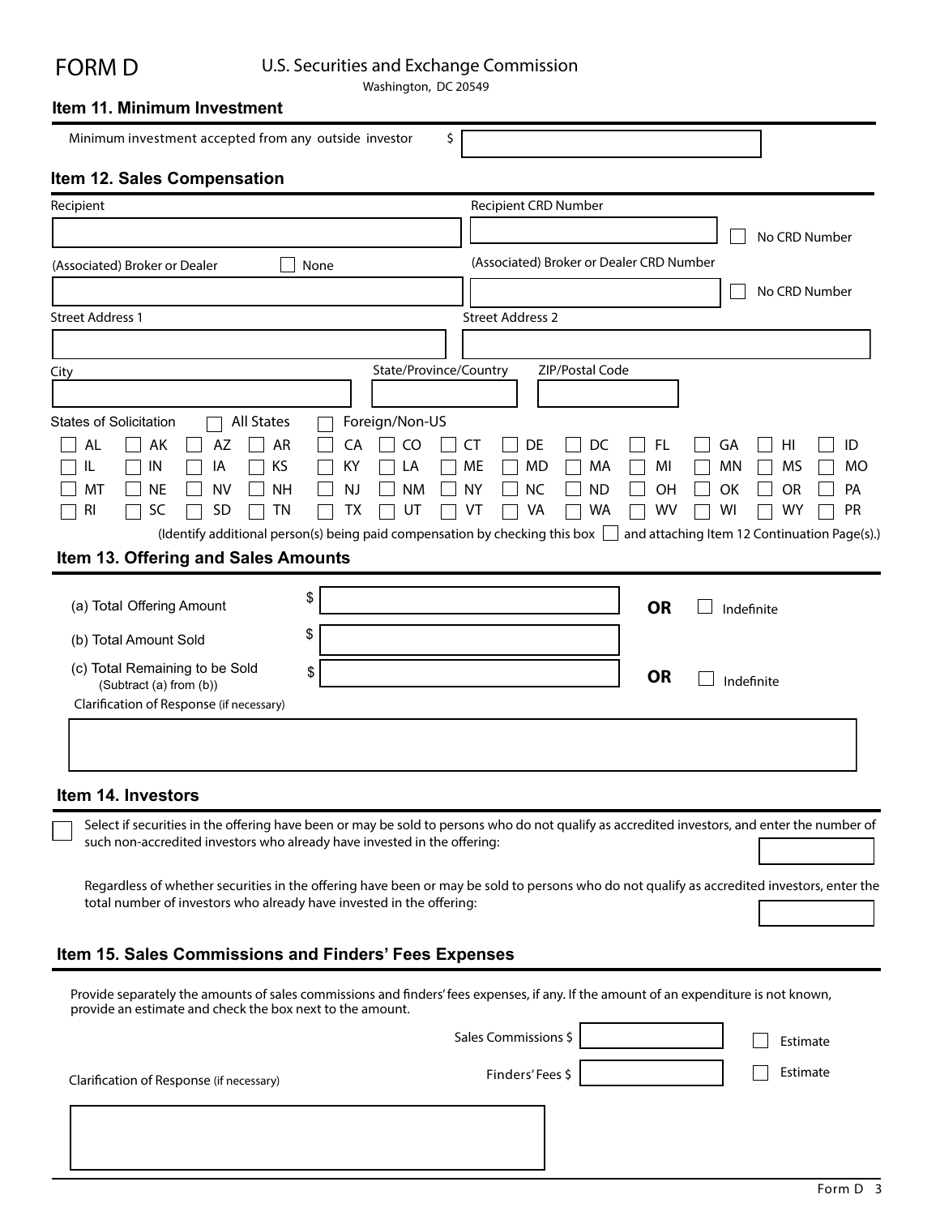# FORM D

U.S. Securities and Exchange Commission
Washington, DC 20549

## Item 11. Minimum Investment

Minimum investment accepted from any outside investor $ ____________

## Item 12. Sales Compensation

Recipient ____________

Recipient CRD Number ____________ ☐ No CRD Number

(Associated) Broker or Dealer ☐ None ____________

(Associated) Broker or Dealer CRD Number ____________ ☐ No CRD Number

Street Address 1 ____________

Street Address 2 ____________

City ____________

State/Province/Country ____________

ZIP/Postal Code ____________

States of Solicitation ☐ All States ☐ Foreign/Non-US

| | | | | | | | | | | | | |
|---|---|---|---|---|---|---|---|---|---|---|---|---|
| ☐ AL | ☐ AK | ☐ AZ | ☐ AR | ☐ CA | ☐ CO | ☐ CT | ☐ DE | ☐ DC | ☐ FL | ☐ GA | ☐ HI | ☐ ID |
| ☐ IL | ☐ IN | ☐ IA | ☐ KS | ☐ KY | ☐ LA | ☐ ME | ☐ MD | ☐ MA | ☐ MI | ☐ MN | ☐ MS | ☐ MO |
| ☐ MT | ☐ NE | ☐ NV | ☐ NH | ☐ NJ | ☐ NM | ☐ NY | ☐ NC | ☐ ND | ☐ OH | ☐ OK | ☐ OR | ☐ PA |
| ☐ RI | ☐ SC | ☐ SD | ☐ TN | ☐ TX | ☐ UT | ☐ VT | ☐ VA | ☐ WA | ☐ WV | ☐ WI | ☐ WY | ☐ PR |

(Identify additional person(s) being paid compensation by checking this box ☐ and attaching Item 12 Continuation Page(s).)

## Item 13. Offering and Sales Amounts

(a) Total Offering Amount $ ____________ **OR** ☐ Indefinite

(b) Total Amount Sold $ ____________

(c) Total Remaining to be Sold (Subtract (a) from (b)) $ ____________ **OR** ☐ Indefinite

Clarification of Response (if necessary)

____________

## Item 14. Investors

☐ Select if securities in the offering have been or may be sold to persons who do not qualify as accredited investors, and enter the number of such non-accredited investors who already have invested in the offering: ____________

Regardless of whether securities in the offering have been or may be sold to persons who do not qualify as accredited investors, enter the total number of investors who already have invested in the offering: ____________

## Item 15. Sales Commissions and Finders' Fees Expenses

Provide separately the amounts of sales commissions and finders' fees expenses, if any. If the amount of an expenditure is not known, provide an estimate and check the box next to the amount.

Sales Commissions $ ____________ ☐ Estimate

Finders' Fees $ ____________ ☐ Estimate

Clarification of Response (if necessary)

____________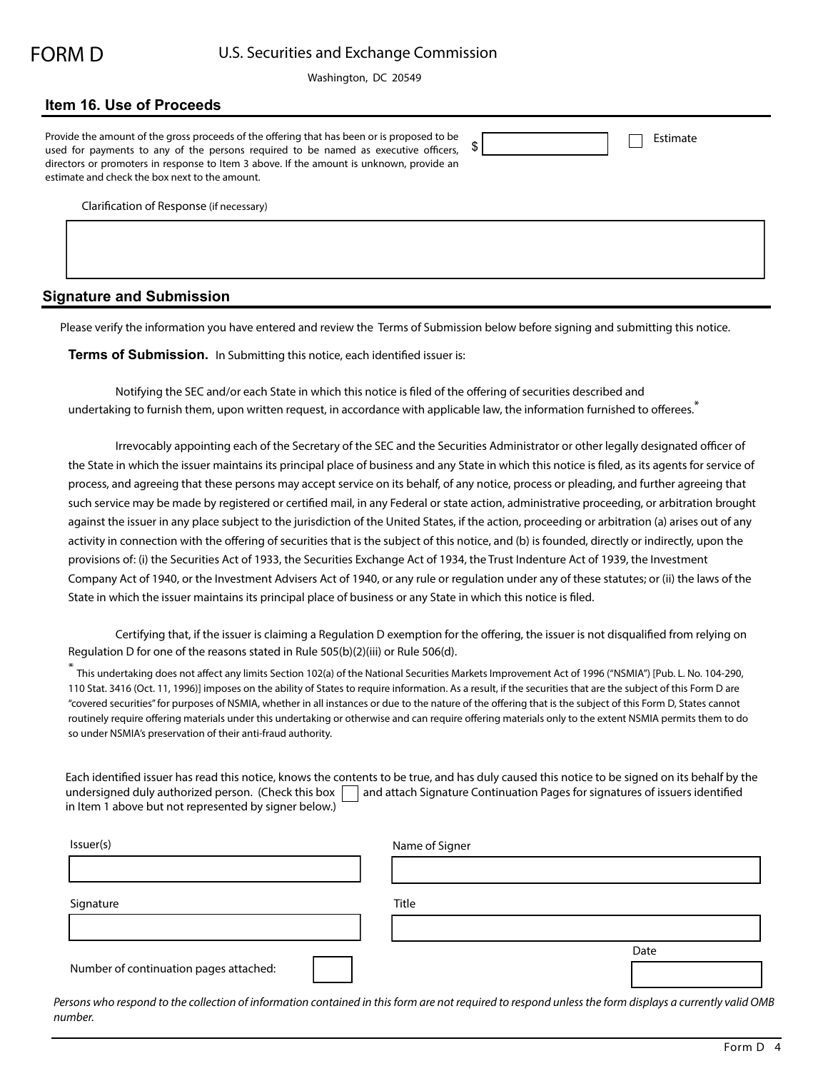FORM D

U.S. Securities and Exchange Commission

Washington, DC 20549

## Item 16. Use of Proceeds

Provide the amount of the gross proceeds of the offering that has been or is proposed to be used for payments to any of the persons required to be named as executive officers, directors or promoters in response to Item 3 above. If the amount is unknown, provide an estimate and check the box next to the amount.

$ ☐ Estimate

Clarification of Response (if necessary)

## Signature and Submission

Please verify the information you have entered and review the Terms of Submission below before signing and submitting this notice.

**Terms of Submission.** In Submitting this notice, each identified issuer is:

Notifying the SEC and/or each State in which this notice is filed of the offering of securities described and undertaking to furnish them, upon written request, in accordance with applicable law, the information furnished to offerees.*

Irrevocably appointing each of the Secretary of the SEC and the Securities Administrator or other legally designated officer of the State in which the issuer maintains its principal place of business and any State in which this notice is filed, as its agents for service of process, and agreeing that these persons may accept service on its behalf, of any notice, process or pleading, and further agreeing that such service may be made by registered or certified mail, in any Federal or state action, administrative proceeding, or arbitration brought against the issuer in any place subject to the jurisdiction of the United States, if the action, proceeding or arbitration (a) arises out of any activity in connection with the offering of securities that is the subject of this notice, and (b) is founded, directly or indirectly, upon the provisions of: (i) the Securities Act of 1933, the Securities Exchange Act of 1934, the Trust Indenture Act of 1939, the Investment Company Act of 1940, or the Investment Advisers Act of 1940, or any rule or regulation under any of these statutes; or (ii) the laws of the State in which the issuer maintains its principal place of business or any State in which this notice is filed.

Certifying that, if the issuer is claiming a Regulation D exemption for the offering, the issuer is not disqualified from relying on Regulation D for one of the reasons stated in Rule 505(b)(2)(iii) or Rule 506(d).

\* This undertaking does not affect any limits Section 102(a) of the National Securities Markets Improvement Act of 1996 ("NSMIA") [Pub. L. No. 104-290, 110 Stat. 3416 (Oct. 11, 1996)] imposes on the ability of States to require information. As a result, if the securities that are the subject of this Form D are "covered securities" for purposes of NSMIA, whether in all instances or due to the nature of the offering that is the subject of this Form D, States cannot routinely require offering materials under this undertaking or otherwise and can require offering materials only to the extent NSMIA permits them to do so under NSMIA's preservation of their anti-fraud authority.

Each identified issuer has read this notice, knows the contents to be true, and has duly caused this notice to be signed on its behalf by the undersigned duly authorized person. (Check this box ☐ and attach Signature Continuation Pages for signatures of issuers identified in Item 1 above but not represented by signer below.)

Issuer(s)

Name of Signer

Signature

Title

Date

Number of continuation pages attached:

*Persons who respond to the collection of information contained in this form are not required to respond unless the form displays a currently valid OMB number.*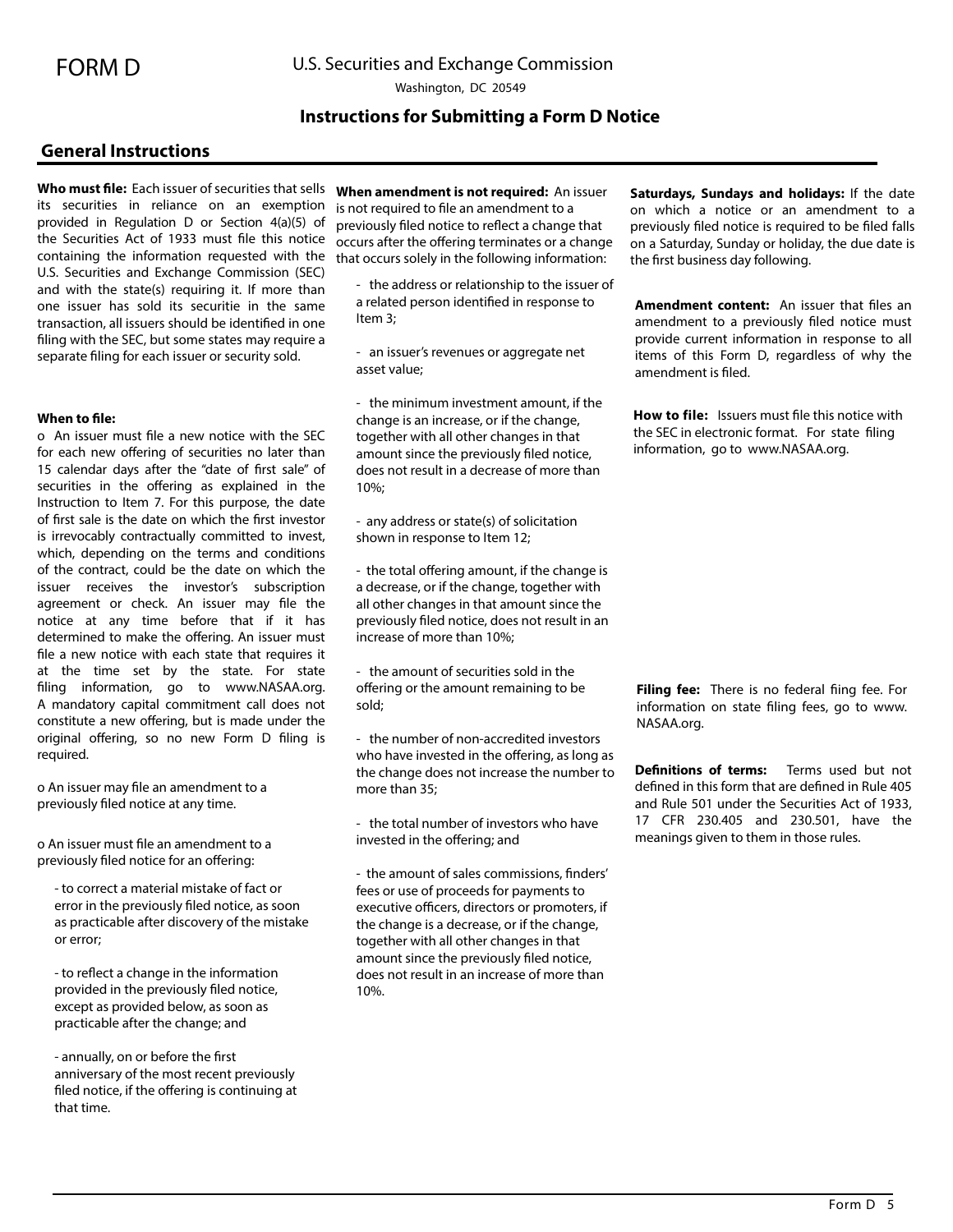FORM D

U.S. Securities and Exchange Commission

Washington, DC 20549

# Instructions for Submitting a Form D Notice

## General Instructions

**Who must file:** Each issuer of securities that sells its securities in reliance on an exemption provided in Regulation D or Section 4(a)(5) of the Securities Act of 1933 must file this notice containing the information requested with the U.S. Securities and Exchange Commission (SEC) and with the state(s) requiring it. If more than one issuer has sold its securitie in the same transaction, all issuers should be identified in one filing with the SEC, but some states may require a separate filing for each issuer or security sold.

**When to file:**

o An issuer must file a new notice with the SEC for each new offering of securities no later than 15 calendar days after the "date of first sale" of securities in the offering as explained in the Instruction to Item 7. For this purpose, the date of first sale is the date on which the first investor is irrevocably contractually committed to invest, which, depending on the terms and conditions of the contract, could be the date on which the issuer receives the investor's subscription agreement or check. An issuer may file the notice at any time before that if it has determined to make the offering. An issuer must file a new notice with each state that requires it at the time set by the state. For state filing information, go to www.NASAA.org. A mandatory capital commitment call does not constitute a new offering, but is made under the original offering, so no new Form D filing is required.

o An issuer may file an amendment to a previously filed notice at any time.

o An issuer must file an amendment to a previously filed notice for an offering:

- to correct a material mistake of fact or error in the previously filed notice, as soon as practicable after discovery of the mistake or error;

- to reflect a change in the information provided in the previously filed notice, except as provided below, as soon as practicable after the change; and

- annually, on or before the first anniversary of the most recent previously filed notice, if the offering is continuing at that time.

**When amendment is not required:** An issuer is not required to file an amendment to a previously filed notice to reflect a change that occurs after the offering terminates or a change that occurs solely in the following information:

- the address or relationship to the issuer of a related person identified in response to Item 3;

- an issuer's revenues or aggregate net asset value;

- the minimum investment amount, if the change is an increase, or if the change, together with all other changes in that amount since the previously filed notice, does not result in a decrease of more than 10%;

- any address or state(s) of solicitation shown in response to Item 12;

- the total offering amount, if the change is a decrease, or if the change, together with all other changes in that amount since the previously filed notice, does not result in an increase of more than 10%;

- the amount of securities sold in the offering or the amount remaining to be sold;

- the number of non-accredited investors who have invested in the offering, as long as the change does not increase the number to more than 35;

- the total number of investors who have invested in the offering; and

- the amount of sales commissions, finders' fees or use of proceeds for payments to executive officers, directors or promoters, if the change is a decrease, or if the change, together with all other changes in that amount since the previously filed notice, does not result in an increase of more than 10%.

**Saturdays, Sundays and holidays:** If the date on which a notice or an amendment to a previously filed notice is required to be filed falls on a Saturday, Sunday or holiday, the due date is the first business day following.

**Amendment content:** An issuer that files an amendment to a previously filed notice must provide current information in response to all items of this Form D, regardless of why the amendment is filed.

**How to file:** Issuers must file this notice with the SEC in electronic format. For state filing information, go to www.NASAA.org.

**Filing fee:** There is no federal fiing fee. For information on state filing fees, go to www.NASAA.org.

**Definitions of terms:** Terms used but not defined in this form that are defined in Rule 405 and Rule 501 under the Securities Act of 1933, 17 CFR 230.405 and 230.501, have the meanings given to them in those rules.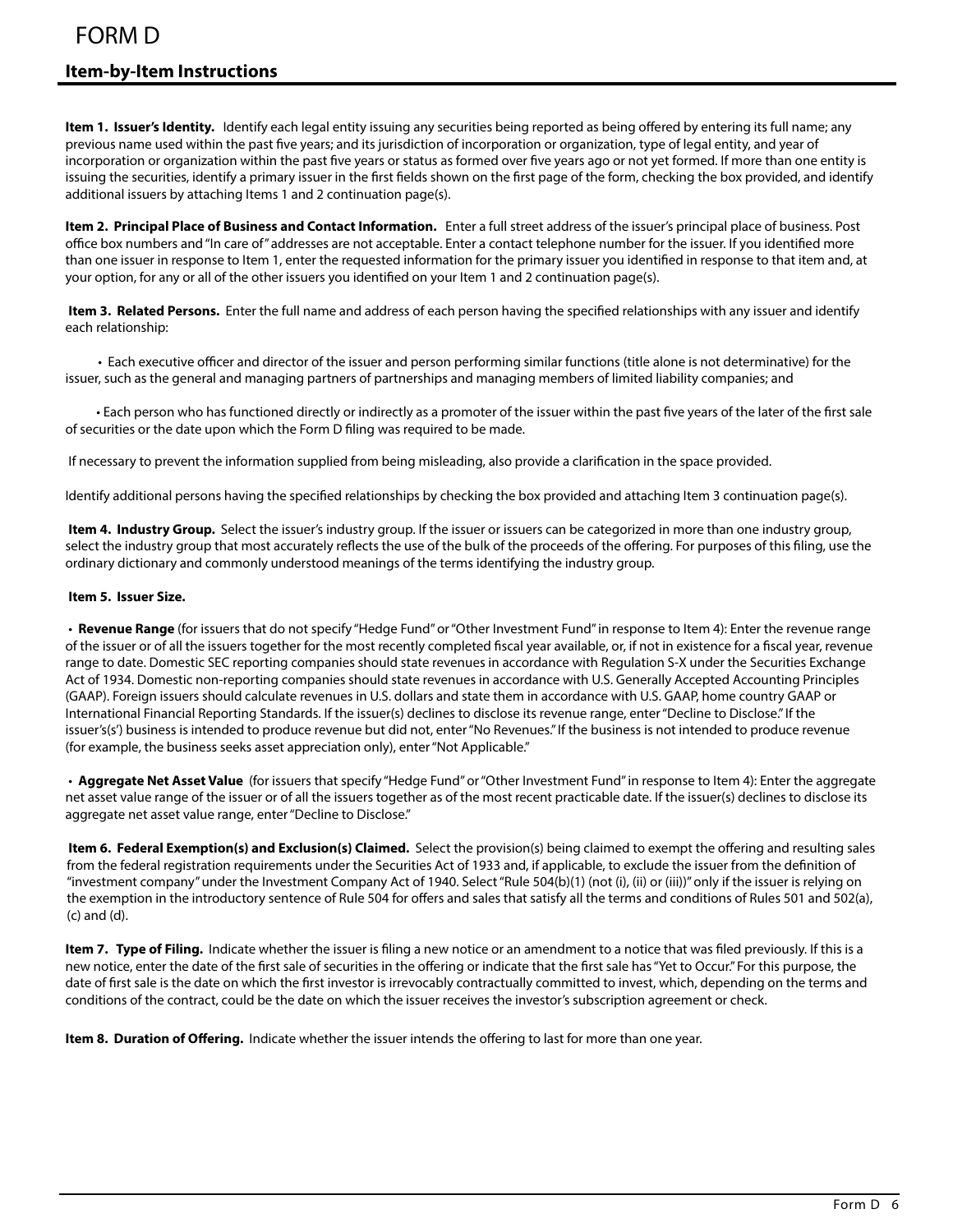# FORM D

## Item-by-Item Instructions

**Item 1. Issuer's Identity.** Identify each legal entity issuing any securities being reported as being offered by entering its full name; any previous name used within the past five years; and its jurisdiction of incorporation or organization, type of legal entity, and year of incorporation or organization within the past five years or status as formed over five years ago or not yet formed. If more than one entity is issuing the securities, identify a primary issuer in the first fields shown on the first page of the form, checking the box provided, and identify additional issuers by attaching Items 1 and 2 continuation page(s).

**Item 2. Principal Place of Business and Contact Information.** Enter a full street address of the issuer's principal place of business. Post office box numbers and "In care of" addresses are not acceptable. Enter a contact telephone number for the issuer. If you identified more than one issuer in response to Item 1, enter the requested information for the primary issuer you identified in response to that item and, at your option, for any or all of the other issuers you identified on your Item 1 and 2 continuation page(s).

**Item 3. Related Persons.** Enter the full name and address of each person having the specified relationships with any issuer and identify each relationship:

- Each executive officer and director of the issuer and person performing similar functions (title alone is not determinative) for the issuer, such as the general and managing partners of partnerships and managing members of limited liability companies; and

- Each person who has functioned directly or indirectly as a promoter of the issuer within the past five years of the later of the first sale of securities or the date upon which the Form D filing was required to be made.

If necessary to prevent the information supplied from being misleading, also provide a clarification in the space provided.

Identify additional persons having the specified relationships by checking the box provided and attaching Item 3 continuation page(s).

**Item 4. Industry Group.** Select the issuer's industry group. If the issuer or issuers can be categorized in more than one industry group, select the industry group that most accurately reflects the use of the bulk of the proceeds of the offering. For purposes of this filing, use the ordinary dictionary and commonly understood meanings of the terms identifying the industry group.

**Item 5. Issuer Size.**

- **Revenue Range** (for issuers that do not specify "Hedge Fund" or "Other Investment Fund" in response to Item 4): Enter the revenue range of the issuer or of all the issuers together for the most recently completed fiscal year available, or, if not in existence for a fiscal year, revenue range to date. Domestic SEC reporting companies should state revenues in accordance with Regulation S-X under the Securities Exchange Act of 1934. Domestic non-reporting companies should state revenues in accordance with U.S. Generally Accepted Accounting Principles (GAAP). Foreign issuers should calculate revenues in U.S. dollars and state them in accordance with U.S. GAAP, home country GAAP or International Financial Reporting Standards. If the issuer(s) declines to disclose its revenue range, enter "Decline to Disclose." If the issuer's(s') business is intended to produce revenue but did not, enter "No Revenues." If the business is not intended to produce revenue (for example, the business seeks asset appreciation only), enter "Not Applicable."

- **Aggregate Net Asset Value** (for issuers that specify "Hedge Fund" or "Other Investment Fund" in response to Item 4): Enter the aggregate net asset value range of the issuer or of all the issuers together as of the most recent practicable date. If the issuer(s) declines to disclose its aggregate net asset value range, enter "Decline to Disclose."

**Item 6. Federal Exemption(s) and Exclusion(s) Claimed.** Select the provision(s) being claimed to exempt the offering and resulting sales from the federal registration requirements under the Securities Act of 1933 and, if applicable, to exclude the issuer from the definition of "investment company" under the Investment Company Act of 1940. Select "Rule 504(b)(1) (not (i), (ii) or (iii))" only if the issuer is relying on the exemption in the introductory sentence of Rule 504 for offers and sales that satisfy all the terms and conditions of Rules 501 and 502(a), (c) and (d).

**Item 7. Type of Filing.** Indicate whether the issuer is filing a new notice or an amendment to a notice that was filed previously. If this is a new notice, enter the date of the first sale of securities in the offering or indicate that the first sale has "Yet to Occur." For this purpose, the date of first sale is the date on which the first investor is irrevocably contractually committed to invest, which, depending on the terms and conditions of the contract, could be the date on which the issuer receives the investor's subscription agreement or check.

**Item 8. Duration of Offering.** Indicate whether the issuer intends the offering to last for more than one year.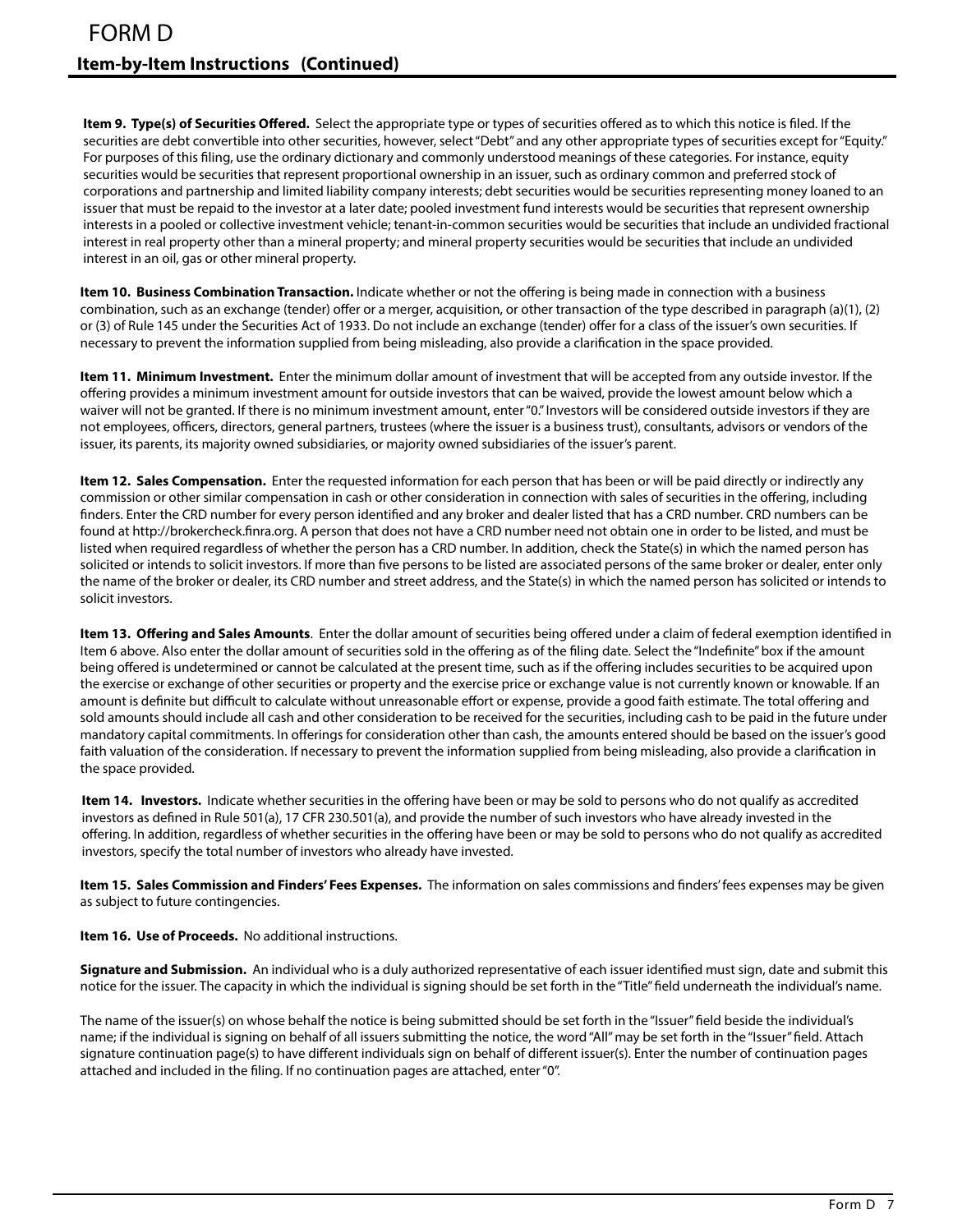# FORM D

## Item-by-Item Instructions (Continued)

**Item 9. Type(s) of Securities Offered.** Select the appropriate type or types of securities offered as to which this notice is filed. If the securities are debt convertible into other securities, however, select "Debt" and any other appropriate types of securities except for "Equity." For purposes of this filing, use the ordinary dictionary and commonly understood meanings of these categories. For instance, equity securities would be securities that represent proportional ownership in an issuer, such as ordinary common and preferred stock of corporations and partnership and limited liability company interests; debt securities would be securities representing money loaned to an issuer that must be repaid to the investor at a later date; pooled investment fund interests would be securities that represent ownership interests in a pooled or collective investment vehicle; tenant-in-common securities would be securities that include an undivided fractional interest in real property other than a mineral property; and mineral property securities would be securities that include an undivided interest in an oil, gas or other mineral property.

**Item 10. Business Combination Transaction.** Indicate whether or not the offering is being made in connection with a business combination, such as an exchange (tender) offer or a merger, acquisition, or other transaction of the type described in paragraph (a)(1), (2) or (3) of Rule 145 under the Securities Act of 1933. Do not include an exchange (tender) offer for a class of the issuer's own securities. If necessary to prevent the information supplied from being misleading, also provide a clarification in the space provided.

**Item 11. Minimum Investment.** Enter the minimum dollar amount of investment that will be accepted from any outside investor. If the offering provides a minimum investment amount for outside investors that can be waived, provide the lowest amount below which a waiver will not be granted. If there is no minimum investment amount, enter "0." Investors will be considered outside investors if they are not employees, officers, directors, general partners, trustees (where the issuer is a business trust), consultants, advisors or vendors of the issuer, its parents, its majority owned subsidiaries, or majority owned subsidiaries of the issuer's parent.

**Item 12. Sales Compensation.** Enter the requested information for each person that has been or will be paid directly or indirectly any commission or other similar compensation in cash or other consideration in connection with sales of securities in the offering, including finders. Enter the CRD number for every person identified and any broker and dealer listed that has a CRD number. CRD numbers can be found at http://brokercheck.finra.org. A person that does not have a CRD number need not obtain one in order to be listed, and must be listed when required regardless of whether the person has a CRD number. In addition, check the State(s) in which the named person has solicited or intends to solicit investors. If more than five persons to be listed are associated persons of the same broker or dealer, enter only the name of the broker or dealer, its CRD number and street address, and the State(s) in which the named person has solicited or intends to solicit investors.

**Item 13. Offering and Sales Amounts**. Enter the dollar amount of securities being offered under a claim of federal exemption identified in Item 6 above. Also enter the dollar amount of securities sold in the offering as of the filing date. Select the "Indefinite" box if the amount being offered is undetermined or cannot be calculated at the present time, such as if the offering includes securities to be acquired upon the exercise or exchange of other securities or property and the exercise price or exchange value is not currently known or knowable. If an amount is definite but difficult to calculate without unreasonable effort or expense, provide a good faith estimate. The total offering and sold amounts should include all cash and other consideration to be received for the securities, including cash to be paid in the future under mandatory capital commitments. In offerings for consideration other than cash, the amounts entered should be based on the issuer's good faith valuation of the consideration. If necessary to prevent the information supplied from being misleading, also provide a clarification in the space provided.

**Item 14. Investors.** Indicate whether securities in the offering have been or may be sold to persons who do not qualify as accredited investors as defined in Rule 501(a), 17 CFR 230.501(a), and provide the number of such investors who have already invested in the offering. In addition, regardless of whether securities in the offering have been or may be sold to persons who do not qualify as accredited investors, specify the total number of investors who already have invested.

**Item 15. Sales Commission and Finders' Fees Expenses.** The information on sales commissions and finders' fees expenses may be given as subject to future contingencies.

**Item 16. Use of Proceeds.** No additional instructions.

**Signature and Submission.** An individual who is a duly authorized representative of each issuer identified must sign, date and submit this notice for the issuer. The capacity in which the individual is signing should be set forth in the "Title" field underneath the individual's name.

The name of the issuer(s) on whose behalf the notice is being submitted should be set forth in the "Issuer" field beside the individual's name; if the individual is signing on behalf of all issuers submitting the notice, the word "All" may be set forth in the "Issuer" field. Attach signature continuation page(s) to have different individuals sign on behalf of different issuer(s). Enter the number of continuation pages attached and included in the filing. If no continuation pages are attached, enter "0".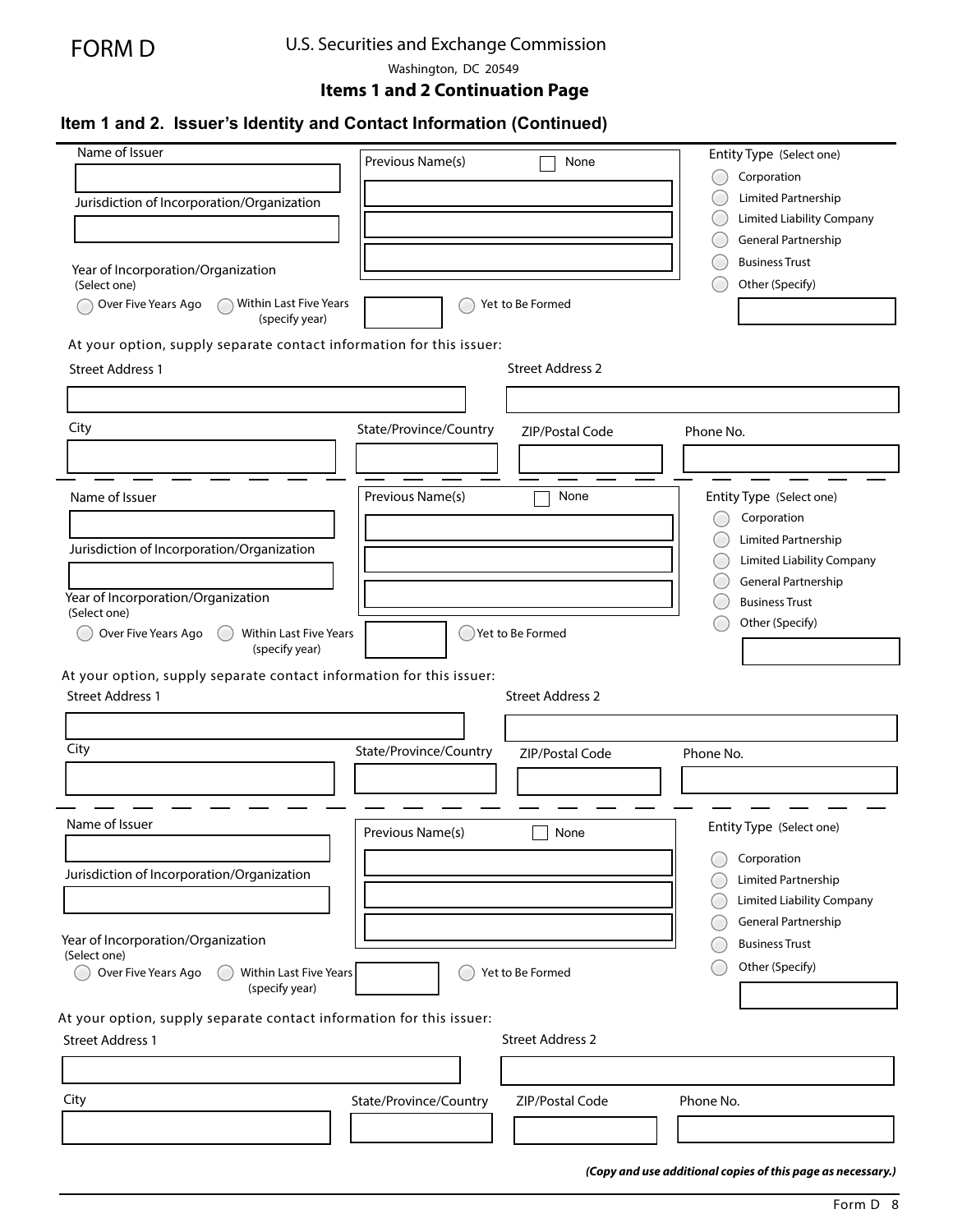FORM D

U.S. Securities and Exchange Commission

Washington, DC 20549

**Items 1 and 2 Continuation Page**

## Item 1 and 2. Issuer's Identity and Contact Information (Continued)

Name of Issuer

Jurisdiction of Incorporation/Organization

Previous Name(s) ☐ None

Entity Type (Select one)

- ○ Corporation
- ○ Limited Partnership
- ○ Limited Liability Company
- ○ General Partnership
- ○ Business Trust
- ○ Other (Specify)

Year of Incorporation/Organization
(Select one)

○ Over Five Years Ago ○ Within Last Five Years (specify year) ○ Yet to Be Formed

At your option, supply separate contact information for this issuer:

Street Address 1

Street Address 2

City

State/Province/Country

ZIP/Postal Code

Phone No.

---

Name of Issuer

Jurisdiction of Incorporation/Organization

Previous Name(s) ☐ None

Entity Type (Select one)

- ○ Corporation
- ○ Limited Partnership
- ○ Limited Liability Company
- ○ General Partnership
- ○ Business Trust
- ○ Other (Specify)

Year of Incorporation/Organization
(Select one)

○ Over Five Years Ago ○ Within Last Five Years (specify year) ○ Yet to Be Formed

At your option, supply separate contact information for this issuer:

Street Address 1

Street Address 2

City

State/Province/Country

ZIP/Postal Code

Phone No.

---

Name of Issuer

Jurisdiction of Incorporation/Organization

Previous Name(s) ☐ None

Entity Type (Select one)

- ○ Corporation
- ○ Limited Partnership
- ○ Limited Liability Company
- ○ General Partnership
- ○ Business Trust
- ○ Other (Specify)

Year of Incorporation/Organization
(Select one)

○ Over Five Years Ago ○ Within Last Five Years (specify year) ○ Yet to Be Formed

At your option, supply separate contact information for this issuer:

Street Address 1

Street Address 2

City

State/Province/Country

ZIP/Postal Code

Phone No.

***(Copy and use additional copies of this page as necessary.)***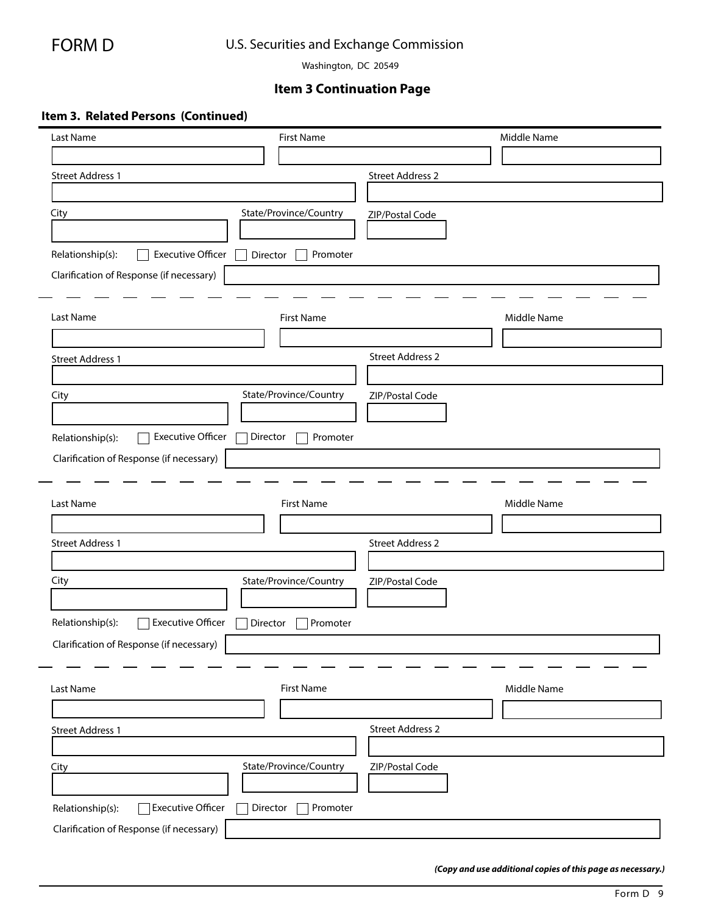FORM D

U.S. Securities and Exchange Commission

Washington, DC 20549

## Item 3 Continuation Page

### Item 3. Related Persons (Continued)

Last Name | First Name | Middle Name

Street Address 1 | Street Address 2

City | State/Province/Country | ZIP/Postal Code

Relationship(s): ☐ Executive Officer ☐ Director ☐ Promoter

Clarification of Response (if necessary)

---

Last Name | First Name | Middle Name

Street Address 1 | Street Address 2

City | State/Province/Country | ZIP/Postal Code

Relationship(s): ☐ Executive Officer ☐ Director ☐ Promoter

Clarification of Response (if necessary)

---

Last Name | First Name | Middle Name

Street Address 1 | Street Address 2

City | State/Province/Country | ZIP/Postal Code

Relationship(s): ☐ Executive Officer ☐ Director ☐ Promoter

Clarification of Response (if necessary)

---

Last Name | First Name | Middle Name

Street Address 1 | Street Address 2

City | State/Province/Country | ZIP/Postal Code

Relationship(s): ☐ Executive Officer ☐ Director ☐ Promoter

Clarification of Response (if necessary)

***(Copy and use additional copies of this page as necessary.)***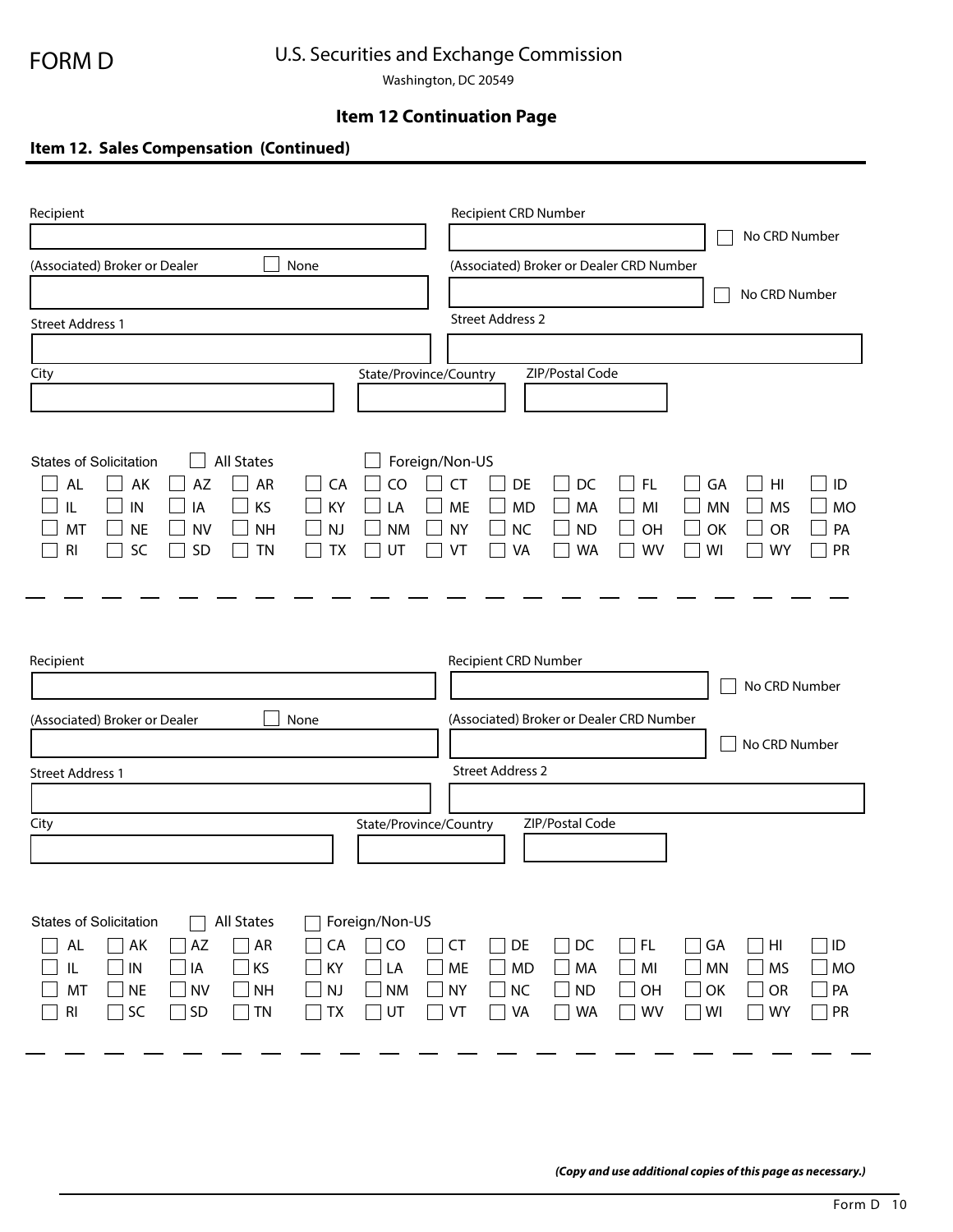FORM D

U.S. Securities and Exchange Commission

Washington, DC 20549

## Item 12 Continuation Page

### Item 12. Sales Compensation (Continued)

Recipient

Recipient CRD Number

☐ No CRD Number

(Associated) Broker or Dealer ☐ None

(Associated) Broker or Dealer CRD Number

☐ No CRD Number

Street Address 1

Street Address 2

City

State/Province/Country

ZIP/Postal Code

States of Solicitation ☐ All States ☐ Foreign/Non-US

| | | | | | | | | | | | | |
|---|---|---|---|---|---|---|---|---|---|---|---|---|
| ☐ AL | ☐ AK | ☐ AZ | ☐ AR | ☐ CA | ☐ CO | ☐ CT | ☐ DE | ☐ DC | ☐ FL | ☐ GA | ☐ HI | ☐ ID |
| ☐ IL | ☐ IN | ☐ IA | ☐ KS | ☐ KY | ☐ LA | ☐ ME | ☐ MD | ☐ MA | ☐ MI | ☐ MN | ☐ MS | ☐ MO |
| ☐ MT | ☐ NE | ☐ NV | ☐ NH | ☐ NJ | ☐ NM | ☐ NY | ☐ NC | ☐ ND | ☐ OH | ☐ OK | ☐ OR | ☐ PA |
| ☐ RI | ☐ SC | ☐ SD | ☐ TN | ☐ TX | ☐ UT | ☐ VT | ☐ VA | ☐ WA | ☐ WV | ☐ WI | ☐ WY | ☐ PR |

---

Recipient

Recipient CRD Number

☐ No CRD Number

(Associated) Broker or Dealer ☐ None

(Associated) Broker or Dealer CRD Number

☐ No CRD Number

Street Address 1

Street Address 2

City

State/Province/Country

ZIP/Postal Code

States of Solicitation ☐ All States ☐ Foreign/Non-US

| | | | | | | | | | | | | |
|---|---|---|---|---|---|---|---|---|---|---|---|---|
| ☐ AL | ☐ AK | ☐ AZ | ☐ AR | ☐ CA | ☐ CO | ☐ CT | ☐ DE | ☐ DC | ☐ FL | ☐ GA | ☐ HI | ☐ ID |
| ☐ IL | ☐ IN | ☐ IA | ☐ KS | ☐ KY | ☐ LA | ☐ ME | ☐ MD | ☐ MA | ☐ MI | ☐ MN | ☐ MS | ☐ MO |
| ☐ MT | ☐ NE | ☐ NV | ☐ NH | ☐ NJ | ☐ NM | ☐ NY | ☐ NC | ☐ ND | ☐ OH | ☐ OK | ☐ OR | ☐ PA |
| ☐ RI | ☐ SC | ☐ SD | ☐ TN | ☐ TX | ☐ UT | ☐ VT | ☐ VA | ☐ WA | ☐ WV | ☐ WI | ☐ WY | ☐ PR |

---

***(Copy and use additional copies of this page as necessary.)***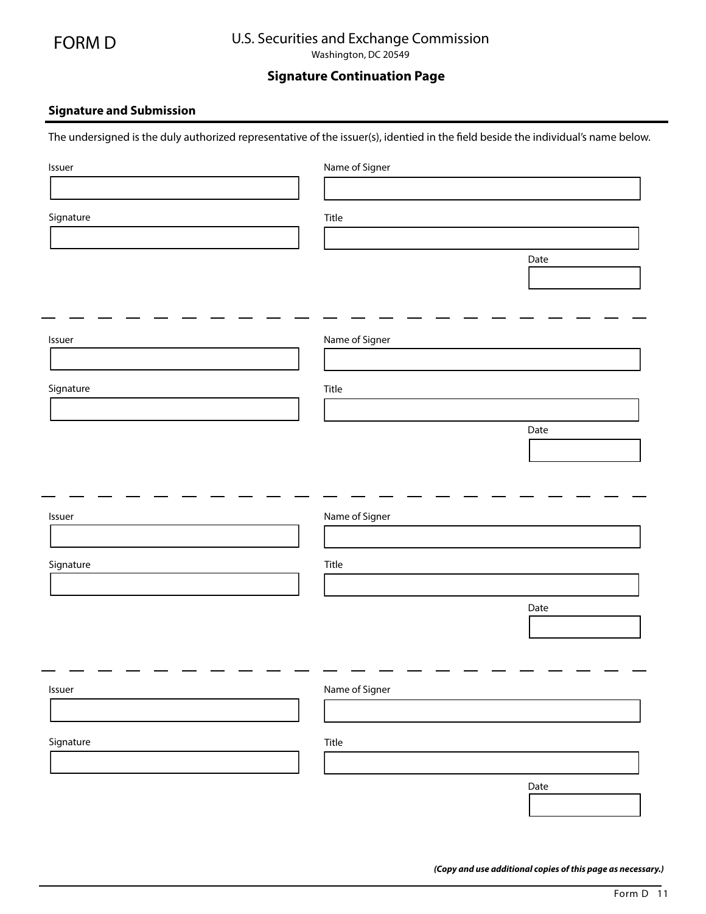FORM D

U.S. Securities and Exchange Commission
Washington, DC 20549

## Signature Continuation Page

### Signature and Submission

The undersigned is the duly authorized representative of the issuer(s), identied in the field beside the individual's name below.

Issuer

Name of Signer

Signature

Title

Date

---

Issuer

Name of Signer

Signature

Title

Date

---

Issuer

Name of Signer

Signature

Title

Date

---

Issuer

Name of Signer

Signature

Title

Date

***(Copy and use additional copies of this page as necessary.)***